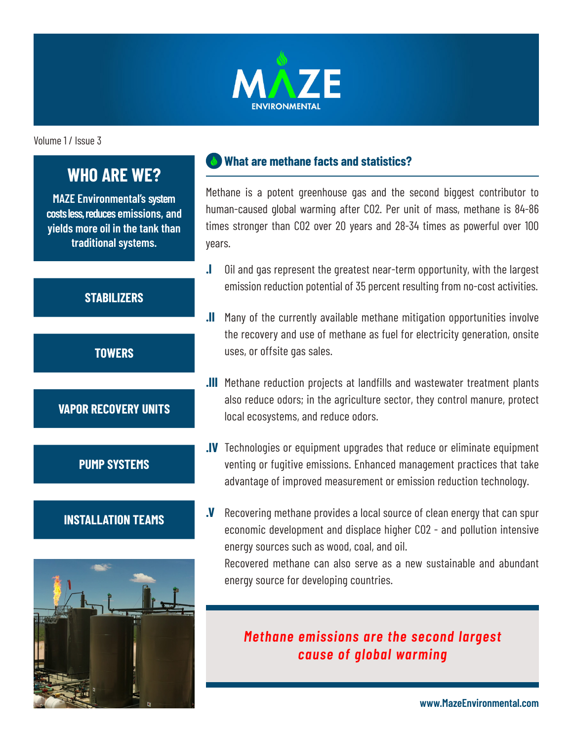# MAZE ENVIRONMENTAL

Volume 1 / Issue 3

## WHO ARE WE?

**MAZE Environmental's system costs less, reduces emissions, and yields more oil in the tank than traditional systems.**

**STABILIZERS**

**TOWERS**

**VAPOR RECOVERY UNITS**

**PUMP SYSTEMS**

**INSTALLATION TEAMS**

## What are methane facts and statistics?

Methane is a potent greenhouse gas and the second biggest contributor to human-caused global warming after CO2. Per unit of mass, methane is 84-86 times stronger than CO2 over 20 years and 28-34 times as powerful over 100 years.

**.I** Oil and gas represent the greatest near-term opportunity, with the largest emission reduction potential of 35 percent resulting from no-cost activities.

**.II** Many of the currently available methane mitigation opportunities involve the recovery and use of methane as fuel for electricity generation, onsite uses, or offsite gas sales.

**.III** Methane reduction projects at landfills and wastewater treatment plants also reduce odors; in the agriculture sector, they control manure, protect local ecosystems, and reduce odors.

**.IV** Technologies or equipment upgrades that reduce or eliminate equipment venting or fugitive emissions. Enhanced management practices that take advantage of improved measurement or emission reduction technology.

**.V** Recovering methane provides a local source of clean energy that can spur economic development and displace higher CO2 - and pollution intensive energy sources such as wood, coal, and oil.
Recovered methane can also serve as a new sustainable and abundant energy source for developing countries.

***Methane emissions are the second largest cause of global warming***

**www.MazeEnvironmental.com**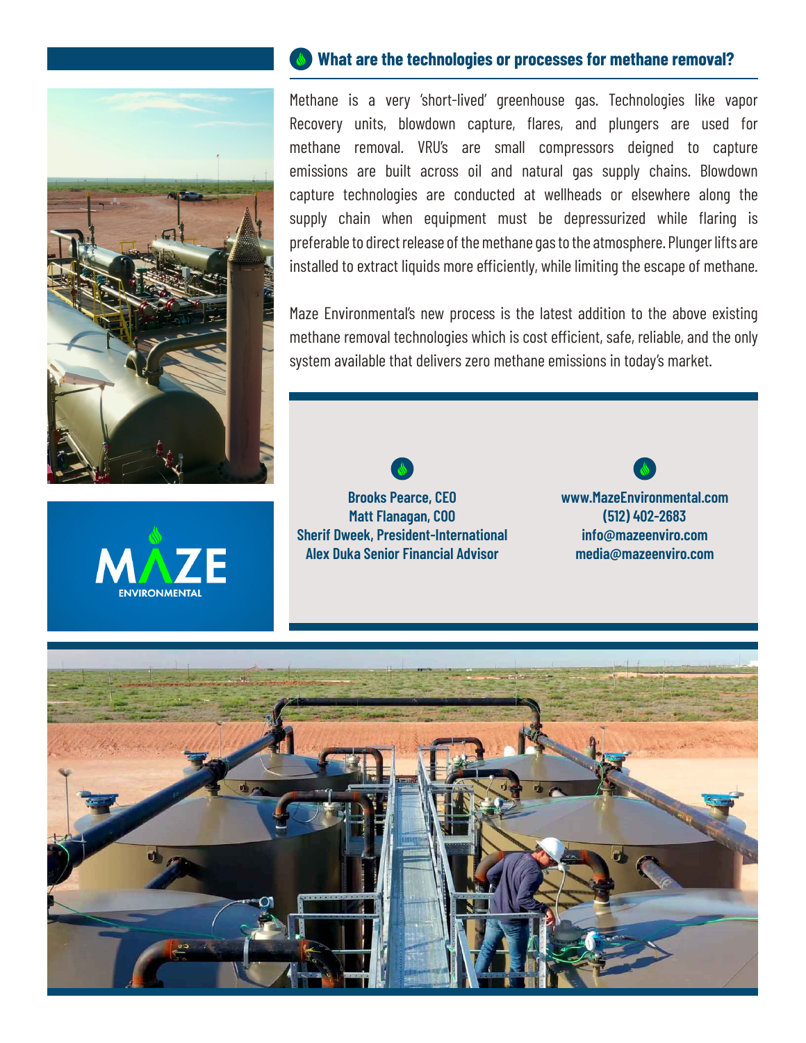## What are the technologies or processes for methane removal?

Methane is a very 'short-lived' greenhouse gas. Technologies like vapor Recovery units, blowdown capture, flares, and plungers are used for methane removal. VRU's are small compressors deigned to capture emissions are built across oil and natural gas supply chains. Blowdown capture technologies are conducted at wellheads or elsewhere along the supply chain when equipment must be depressurized while flaring is preferable to direct release of the methane gas to the atmosphere. Plunger lifts are installed to extract liquids more efficiently, while limiting the escape of methane.

Maze Environmental's new process is the latest addition to the above existing methane removal technologies which is cost efficient, safe, reliable, and the only system available that delivers zero methane emissions in today's market.

MAZE ENVIRONMENTAL

**Brooks Pearce, CEO**
**Matt Flanagan, COO**
**Sherif Dweek, President-International**
**Alex Duka Senior Financial Advisor**

**www.MazeEnvironmental.com**
**(512) 402-2683**
**info@mazeenviro.com**
**media@mazeenviro.com**